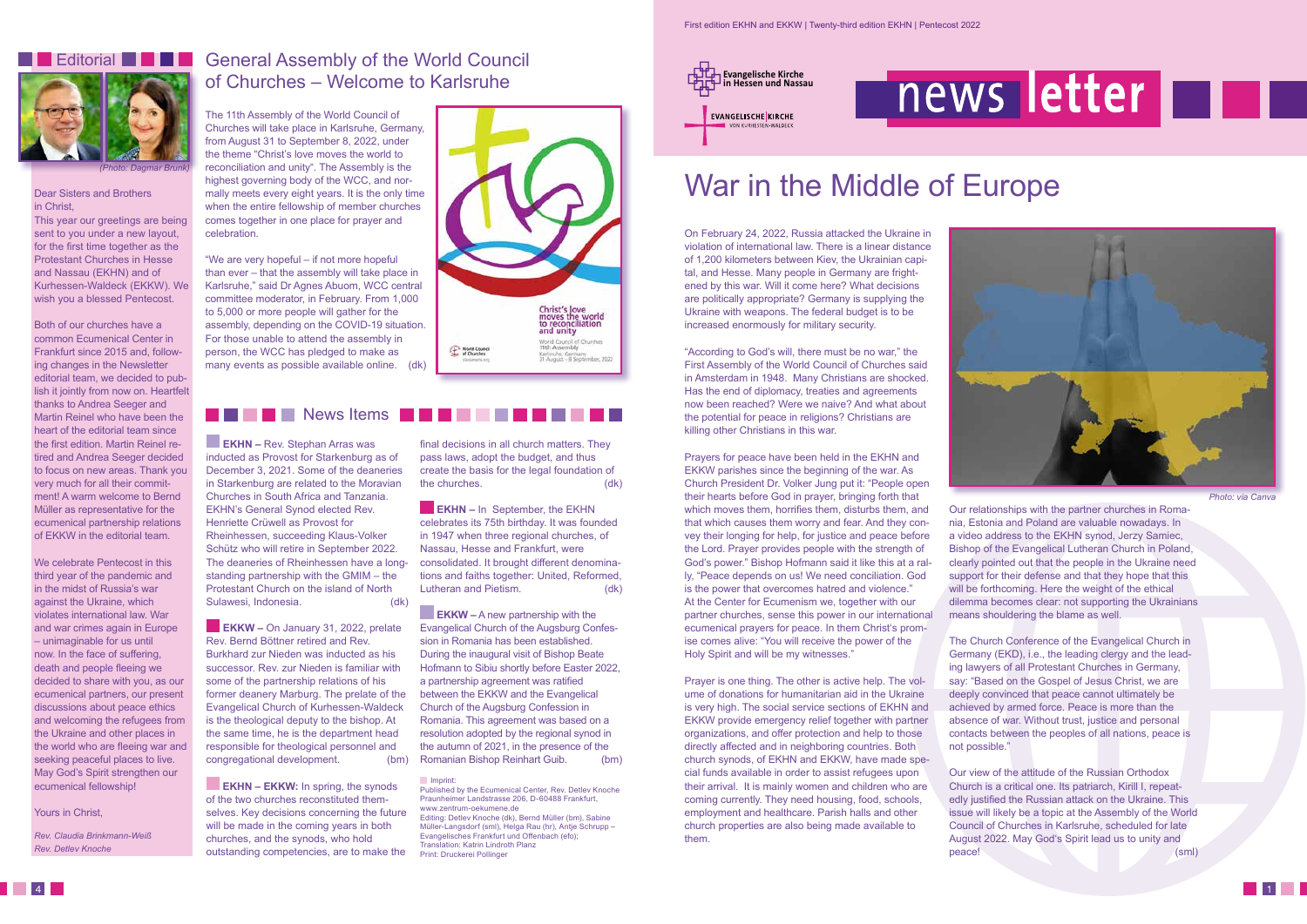First edition EKHN and EKKW | Twenty-third edition EKHN | Pentecost 2022

# news letter

Evangelische Kirche in Hessen und Nassau

EVANGELISCHE KIRCHE VON KURHESSEN-WALDECK

## Editorial

*(Photo: Dagmar Brunk)*

Dear Sisters and Brothers in Christ,

This year our greetings are being sent to you under a new layout, for the first time together as the Protestant Churches in Hesse and Nassau (EKHN) and of Kurhessen-Waldeck (EKKW). We wish you a blessed Pentecost.

Both of our churches have a common Ecumenical Center in Frankfurt since 2015 and, following changes in the Newsletter editorial team, we decided to publish it jointly from now on. Heartfelt thanks to Andrea Seeger and Martin Reinel who have been the heart of the editorial team since the first edition. Martin Reinel retired and Andrea Seeger decided to focus on new areas. Thank you very much for all their commitment! A warm welcome to Bernd Müller as representative for the ecumenical partnership relations of EKKW in the editorial team.

We celebrate Pentecost in this third year of the pandemic and in the midst of Russia's war against the Ukraine, which violates international law. War and war crimes again in Europe – unimaginable for us until now. In the face of suffering, death and people fleeing we decided to share with you, as our ecumenical partners, our present discussions about peace ethics and welcoming the refugees from the Ukraine and other places in the world who are fleeing war and seeking peaceful places to live. May God's Spirit strengthen our ecumenical fellowship!

Yours in Christ,

*Rev. Claudia Brinkmann-Weiß*
*Rev. Detlev Knoche*

## General Assembly of the World Council of Churches – Welcome to Karlsruhe

The 11th Assembly of the World Council of Churches will take place in Karlsruhe, Germany, from August 31 to September 8, 2022, under the theme "Christ's love moves the world to reconciliation and unity". The Assembly is the highest governing body of the WCC, and normally meets every eight years. It is the only time when the entire fellowship of member churches comes together in one place for prayer and celebration.

"We are very hopeful – if not more hopeful than ever – that the assembly will take place in Karlsruhe," said Dr Agnes Abuom, WCC central committee moderator, in February. From 1,000 to 5,000 or more people will gather for the assembly, depending on the COVID-19 situation. For those unable to attend the assembly in person, the WCC has pledged to make as many events as possible available online. (dk)

Christ's love moves the world to reconciliation and unity

World Council of Churches 11th Assembly Karlsruhe, Germany 31 August – 8 September, 2022

## News Items

**EKHN –** Rev. Stephan Arras was inducted as Provost for Starkenburg as of December 3, 2021. Some of the deaneries in Starkenburg are related to the Moravian Churches in South Africa and Tanzania. EKHN's General Synod elected Rev. Henriette Crüwell as Provost for Rheinhessen, succeeding Klaus-Volker Schütz who will retire in September 2022. The deaneries of Rheinhessen have a long-standing partnership with the GMIM – the Protestant Church on the island of North Sulawesi, Indonesia. (dk)

**EKKW –** On January 31, 2022, prelate Rev. Bernd Böttner retired and Rev. Burkhard zur Nieden was inducted as his successor. Rev. zur Nieden is familiar with some of the partnership relations of his former deanery Marburg. The prelate of the Evangelical Church of Kurhessen-Waldeck is the theological deputy to the bishop. At the same time, he is the department head responsible for theological personnel and congregational development. (bm)

**EKHN – EKKW:** In spring, the synods of the two churches reconstituted themselves. Key decisions concerning the future will be made in the coming years in both churches, and the synods, who hold outstanding competencies, are to make the final decisions in all church matters. They pass laws, adopt the budget, and thus create the basis for the legal foundation of the churches. (dk)

**EKHN –** In September, the EKHN celebrates its 75th birthday. It was founded in 1947 when three regional churches, of Nassau, Hesse and Frankfurt, were consolidated. It brought different denominations and faiths together: United, Reformed, Lutheran and Pietism. (dk)

**EKKW –** A new partnership with the Evangelical Church of the Augsburg Confession in Romania has been established. During the inaugural visit of Bishop Beate Hofmann to Sibiu shortly before Easter 2022, a partnership agreement was ratified between the EKKW and the Evangelical Church of the Augsburg Confession in Romania. This agreement was based on a resolution adopted by the regional synod in the autumn of 2021, in the presence of the Romanian Bishop Reinhart Guib. (bm)

Imprint:
Published by the Ecumenical Center, Rev. Detlev Knoche
Praunheimer Landstrasse 206, D-60488 Frankfurt,
www.zentrum-oekumene.de
Editing: Detlev Knoche (dk), Bernd Müller (bm), Sabine Müller-Langsdorf (sml), Helga Rau (hr), Antje Schrupp – Evangelisches Frankfurt und Offenbach (efo);
Translation: Katrin Lindroth Planz
Print: Druckerei Pollinger

# War in the Middle of Europe

On February 24, 2022, Russia attacked the Ukraine in violation of international law. There is a linear distance of 1,200 kilometers between Kiev, the Ukrainian capital, and Hesse. Many people in Germany are frightened by this war. Will it come here? What decisions are politically appropriate? Germany is supplying the Ukraine with weapons. The federal budget is to be increased enormously for military security.

"According to God's will, there must be no war," the First Assembly of the World Council of Churches said in Amsterdam in 1948. Many Christians are shocked. Has the end of diplomacy, treaties and agreements now been reached? Were we naive? And what about the potential for peace in religions? Christians are killing other Christians in this war.

Prayers for peace have been held in the EKHN and EKKW parishes since the beginning of the war. As Church President Dr. Volker Jung put it: "People open their hearts before God in prayer, bringing forth that which moves them, horrifies them, disturbs them, and that which causes them worry and fear. And they convey their longing for help, for justice and peace before the Lord. Prayer provides people with the strength of God's power." Bishop Hofmann said it like this at a rally, "Peace depends on us! We need conciliation. God is the power that overcomes hatred and violence."
At the Center for Ecumenism we, together with our partner churches, sense this power in our international ecumenical prayers for peace. In them Christ's promise comes alive: "You will receive the power of the Holy Spirit and will be my witnesses."

Prayer is one thing. The other is active help. The volume of donations for humanitarian aid in the Ukraine is very high. The social service sections of EKHN and EKKW provide emergency relief together with partner organizations, and offer protection and help to those directly affected and in neighboring countries. Both church synods, of EKHN and EKKW, have made special funds available in order to assist refugees upon their arrival. It is mainly women and children who are coming currently. They need housing, food, schools, employment and healthcare. Parish halls and other church properties are also being made available to them.

*Photo: via Canva*

Our relationships with the partner churches in Romania, Estonia and Poland are valuable nowadays. In a video address to the EKHN synod, Jerzy Samiec, Bishop of the Evangelical Lutheran Church in Poland, clearly pointed out that the people in the Ukraine need support for their defense and that they hope that this will be forthcoming. Here the weight of the ethical dilemma becomes clear: not supporting the Ukrainians means shouldering the blame as well.

The Church Conference of the Evangelical Church in Germany (EKD), i.e., the leading clergy and the leading lawyers of all Protestant Churches in Germany, say: "Based on the Gospel of Jesus Christ, we are deeply convinced that peace cannot ultimately be achieved by armed force. Peace is more than the absence of war. Without trust, justice and personal contacts between the peoples of all nations, peace is not possible."

Our view of the attitude of the Russian Orthodox Church is a critical one. Its patriarch, Kirill I, repeatedly justified the Russian attack on the Ukraine. This issue will likely be a topic at the Assembly of the World Council of Churches in Karlsruhe, scheduled for late August 2022. May God's Spirit lead us to unity and peace! (sml)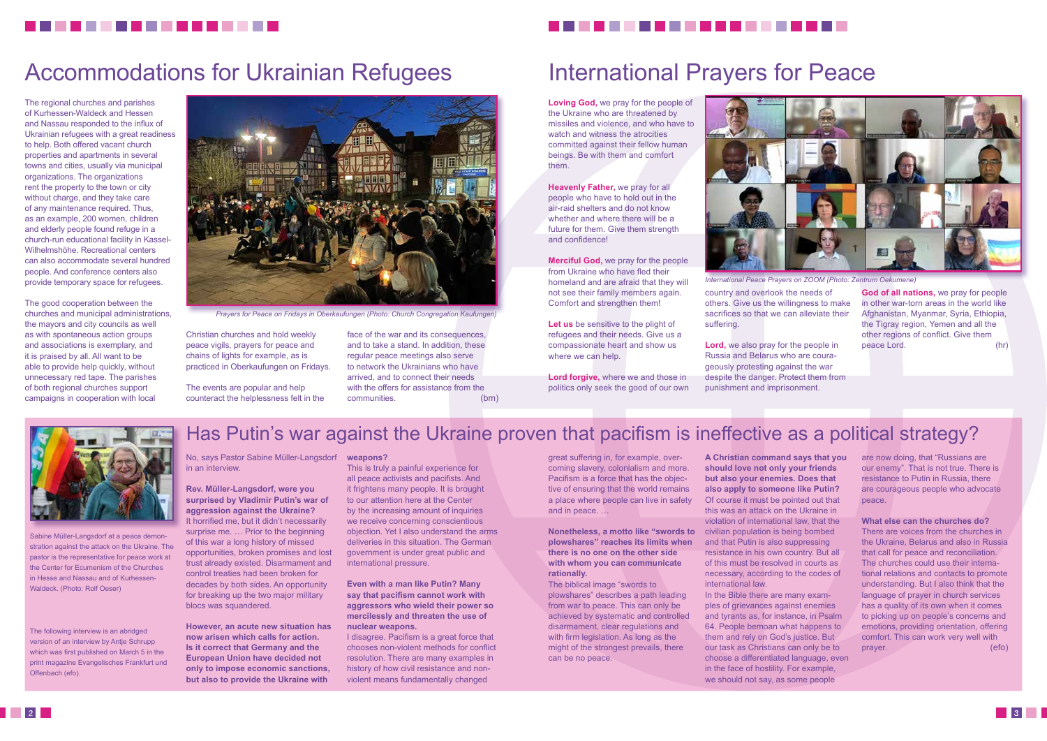# Accommodations for Ukrainian Refugees

The regional churches and parishes of Kurhessen-Waldeck and Hessen and Nassau responded to the influx of Ukrainian refugees with a great readiness to help. Both offered vacant church properties and apartments in several towns and cities, usually via municipal organizations. The organizations rent the property to the town or city without charge, and they take care of any maintenance required. Thus, as an example, 200 women, children and elderly people found refuge in a church-run educational facility in Kassel-Wilhelmshöhe. Recreational centers can also accommodate several hundred people. And conference centers also provide temporary space for refugees.

The good cooperation between the churches and municipal administrations, the mayors and city councils as well as with spontaneous action groups and associations is exemplary, and it is praised by all. All want to be able to provide help quickly, without unnecessary red tape. The parishes of both regional churches support campaigns in cooperation with local Christian churches and hold weekly peace vigils, prayers for peace and chains of lights for example, as is practiced in Oberkaufungen on Fridays.

*Prayers for Peace on Fridays in Oberkaufungen (Photo: Church Congregation Kaufungen)*

The events are popular and help counteract the helplessness felt in the face of the war and its consequences, and to take a stand. In addition, these regular peace meetings also serve to network the Ukrainians who have arrived, and to connect their needs with the offers for assistance from the communities. (bm)

# International Prayers for Peace

**Loving God,** we pray for the people of the Ukraine who are threatened by missiles and violence, and who have to watch and witness the atrocities committed against their fellow human beings. Be with them and comfort them.

**Heavenly Father,** we pray for all people who have to hold out in the air-raid shelters and do not know whether and where there will be a future for them. Give them strength and confidence!

**Merciful God,** we pray for the people from Ukraine who have fled their homeland and are afraid that they will not see their family members again. Comfort and strengthen them!

**Let us** be sensitive to the plight of refugees and their needs. Give us a compassionate heart and show us where we can help.

**Lord forgive,** where we and those in politics only seek the good of our own country and overlook the needs of others. Give us the willingness to make sacrifices so that we can alleviate their suffering.

**Lord,** we also pray for the people in Russia and Belarus who are courageously protesting against the war despite the danger. Protect them from punishment and imprisonment.

**God of all nations,** we pray for people in other war-torn areas in the world like Afghanistan, Myanmar, Syria, Ethiopia, the Tigray region, Yemen and all the other regions of conflict. Give them peace Lord. (hr)

*International Peace Prayers on ZOOM (Photo: Zentrum Oekumene)*

# Has Putin's war against the Ukraine proven that pacifism is ineffective as a political strategy?

Sabine Müller-Langsdorf at a peace demonstration against the attack on the Ukraine. The pastor is the representative for peace work at the Center for Ecumenism of the Churches in Hesse and Nassau and of Kurhessen-Waldeck. (Photo: Rolf Oeser)

The following interview is an abridged version of an interview by Antje Schrupp which was first published on March 5 in the print magazine Evangelisches Frankfurt und Offenbach (efo).

No, says Pastor Sabine Müller-Langsdorf in an interview.

**Rev. Müller-Langsdorf, were you surprised by Vladimir Putin's war of aggression against the Ukraine?**
It horrified me, but it didn't necessarily surprise me. … Prior to the beginning of this war a long history of missed opportunities, broken promises and lost trust already existed. Disarmament and control treaties had been broken for decades by both sides. An opportunity for breaking up the two major military blocs was squandered.

**However, an acute new situation has now arisen which calls for action. Is it correct that Germany and the European Union have decided not only to impose economic sanctions, but also to provide the Ukraine with weapons?**
This is truly a painful experience for all peace activists and pacifists. And it frightens many people. It is brought to our attention here at the Center by the increasing amount of inquiries we receive concerning conscientious objection. Yet I also understand the arms deliveries in this situation. The German government is under great public and international pressure.

**Even with a man like Putin? Many say that pacifism cannot work with aggressors who wield their power so mercilessly and threaten the use of nuclear weapons.**
I disagree. Pacifism is a great force that chooses non-violent methods for conflict resolution. There are many examples in history of how civil resistance and non-violent means fundamentally changed great suffering in, for example, overcoming slavery, colonialism and more. Pacifism is a force that has the objective of ensuring that the world remains a place where people can live in safety and in peace. …

**Nonetheless, a motto like "swords to plowshares" reaches its limits when there is no one on the other side with whom you can communicate rationally.**
The biblical image "swords to plowshares" describes a path leading from war to peace. This can only be achieved by systematic and controlled disarmament, clear regulations and with firm legislation. As long as the might of the strongest prevails, there can be no peace.

**A Christian command says that you should love not only your friends but also your enemies. Does that also apply to someone like Putin?**
Of course it must be pointed out that this was an attack on the Ukraine in violation of international law, that the civilian population is being bombed and that Putin is also suppressing resistance in his own country. But all of this must be resolved in courts as necessary, according to the codes of international law.
In the Bible there are many examples of grievances against enemies and tyrants as, for instance, in Psalm 64. People bemoan what happens to them and rely on God's justice. But our task as Christians can only be to choose a differentiated language, even in the face of hostility. For example, we should not say, as some people are now doing, that "Russians are our enemy". That is not true. There is resistance to Putin in Russia, there are courageous people who advocate peace.

**What else can the churches do?**
There are voices from the churches in the Ukraine, Belarus and also in Russia that call for peace and reconciliation. The churches could use their international relations and contacts to promote understanding. But I also think that the language of prayer in church services has a quality of its own when it comes to picking up on people's concerns and emotions, providing orientation, offering comfort. This can work very well with prayer. (efo)